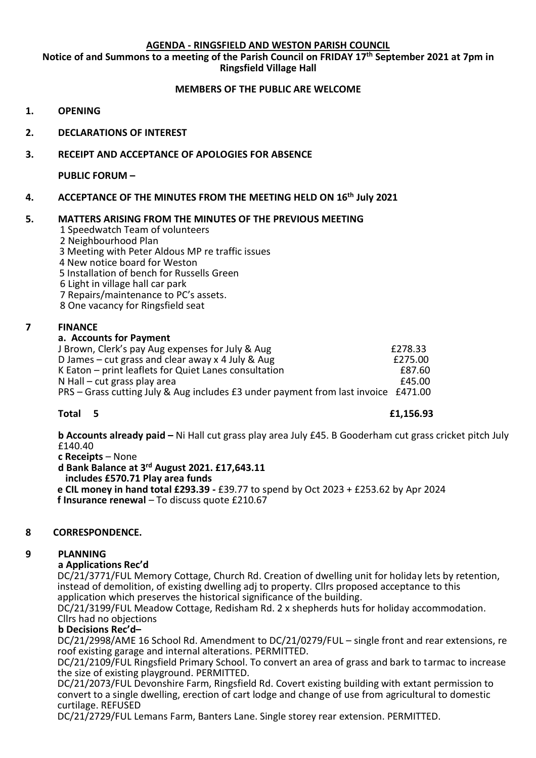**AGENDA - RINGSFIELD AND WESTON PARISH COUNCIL**

**Notice of and Summons to a meeting of the Parish Council on FRIDAY 17th September 2021 at 7pm in Ringsfield Village Hall**

**MEMBERS OF THE PUBLIC ARE WELCOME**

**1. OPENING**

**2. DECLARATIONS OF INTEREST**

**3. RECEIPT AND ACCEPTANCE OF APOLOGIES FOR ABSENCE**

**PUBLIC FORUM –**

**4. ACCEPTANCE OF THE MINUTES FROM THE MEETING HELD ON 16th July 2021**

**5. MATTERS ARISING FROM THE MINUTES OF THE PREVIOUS MEETING**

1 Speedwatch Team of volunteers
2 Neighbourhood Plan
3 Meeting with Peter Aldous MP re traffic issues
4 New notice board for Weston
5 Installation of bench for Russells Green
6 Light in village hall car park
7 Repairs/maintenance to PC's assets.
8 One vacancy for Ringsfield seat

**7 FINANCE**

**a. Accounts for Payment**

| | |
|---|---|
| J Brown, Clerk's pay Aug expenses for July & Aug | £278.33 |
| D James – cut grass and clear away x 4 July & Aug | £275.00 |
| K Eaton – print leaflets for Quiet Lanes consultation | £87.60 |
| N Hall – cut grass play area | £45.00 |
| PRS – Grass cutting July & Aug includes £3 under payment from last invoice | £471.00 |
| **Total 5** | **£1,156.93** |

**b Accounts already paid –** Ni Hall cut grass play area July £45. B Gooderham cut grass cricket pitch July £140.40

**c Receipts** – None

**d Bank Balance at 3rd August 2021. £17,643.11**
**includes £570.71 Play area funds**

**e CIL money in hand total £293.39 -** £39.77 to spend by Oct 2023 + £253.62 by Apr 2024

**f Insurance renewal** – To discuss quote £210.67

**8 CORRESPONDENCE.**

**9 PLANNING**

**a Applications Rec'd**

DC/21/3771/FUL Memory Cottage, Church Rd. Creation of dwelling unit for holiday lets by retention, instead of demolition, of existing dwelling adj to property. Cllrs proposed acceptance to this application which preserves the historical significance of the building.

DC/21/3199/FUL Meadow Cottage, Redisham Rd. 2 x shepherds huts for holiday accommodation. Cllrs had no objections

**b Decisions Rec'd–**

DC/21/2998/AME 16 School Rd. Amendment to DC/21/0279/FUL – single front and rear extensions, re roof existing garage and internal alterations. PERMITTED.

DC/21/2109/FUL Ringsfield Primary School. To convert an area of grass and bark to tarmac to increase the size of existing playground. PERMITTED.

DC/21/2073/FUL Devonshire Farm, Ringsfield Rd. Covert existing building with extant permission to convert to a single dwelling, erection of cart lodge and change of use from agricultural to domestic curtilage. REFUSED

DC/21/2729/FUL Lemans Farm, Banters Lane. Single storey rear extension. PERMITTED.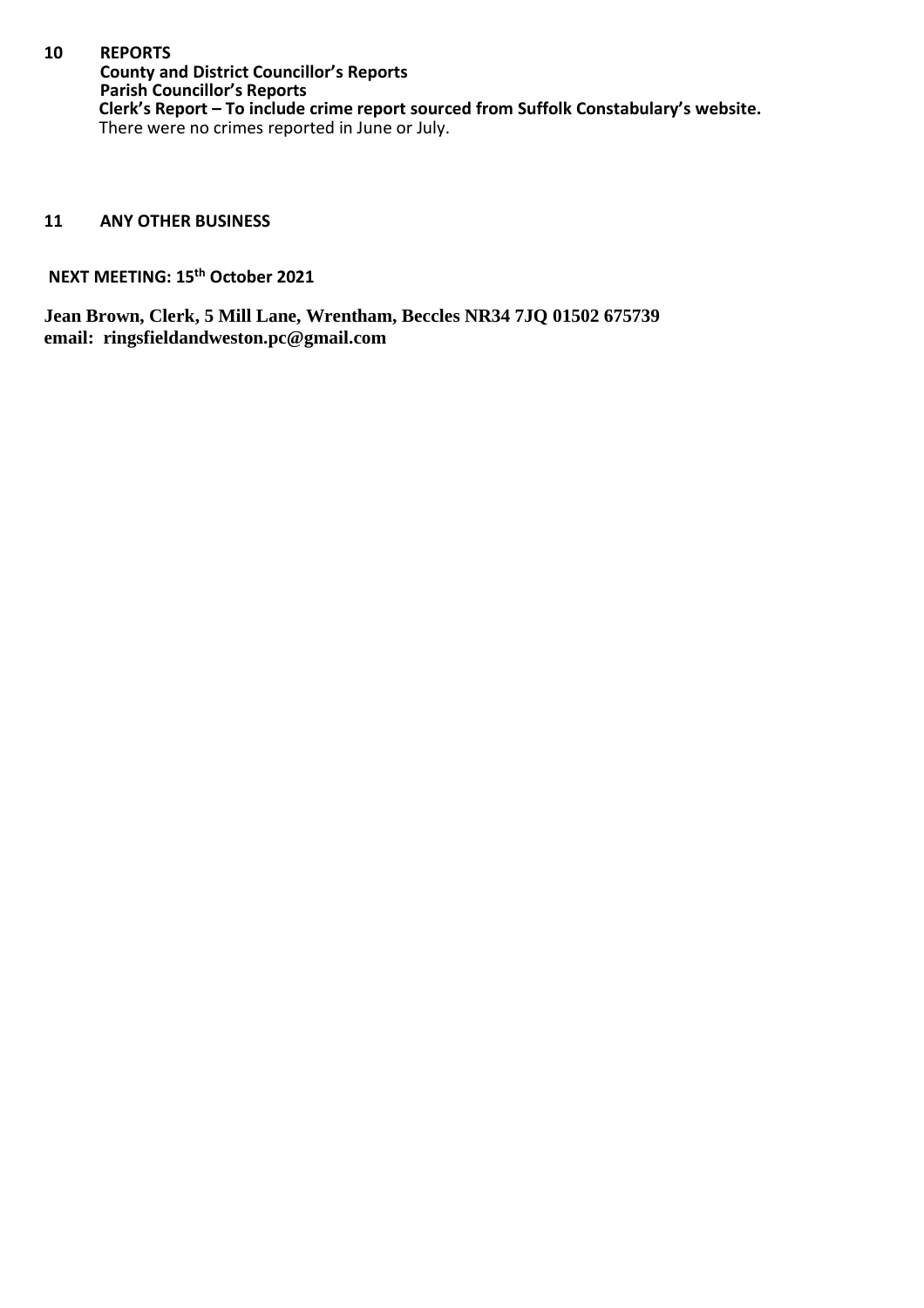**10 REPORTS**

**County and District Councillor's Reports**

**Parish Councillor's Reports**

**Clerk's Report – To include crime report sourced from Suffolk Constabulary's website.**

There were no crimes reported in June or July.

**11 ANY OTHER BUSINESS**

**NEXT MEETING: 15th October 2021**

**Jean Brown, Clerk, 5 Mill Lane, Wrentham, Beccles NR34 7JQ 01502 675739**
**email: ringsfieldandweston.pc@gmail.com**